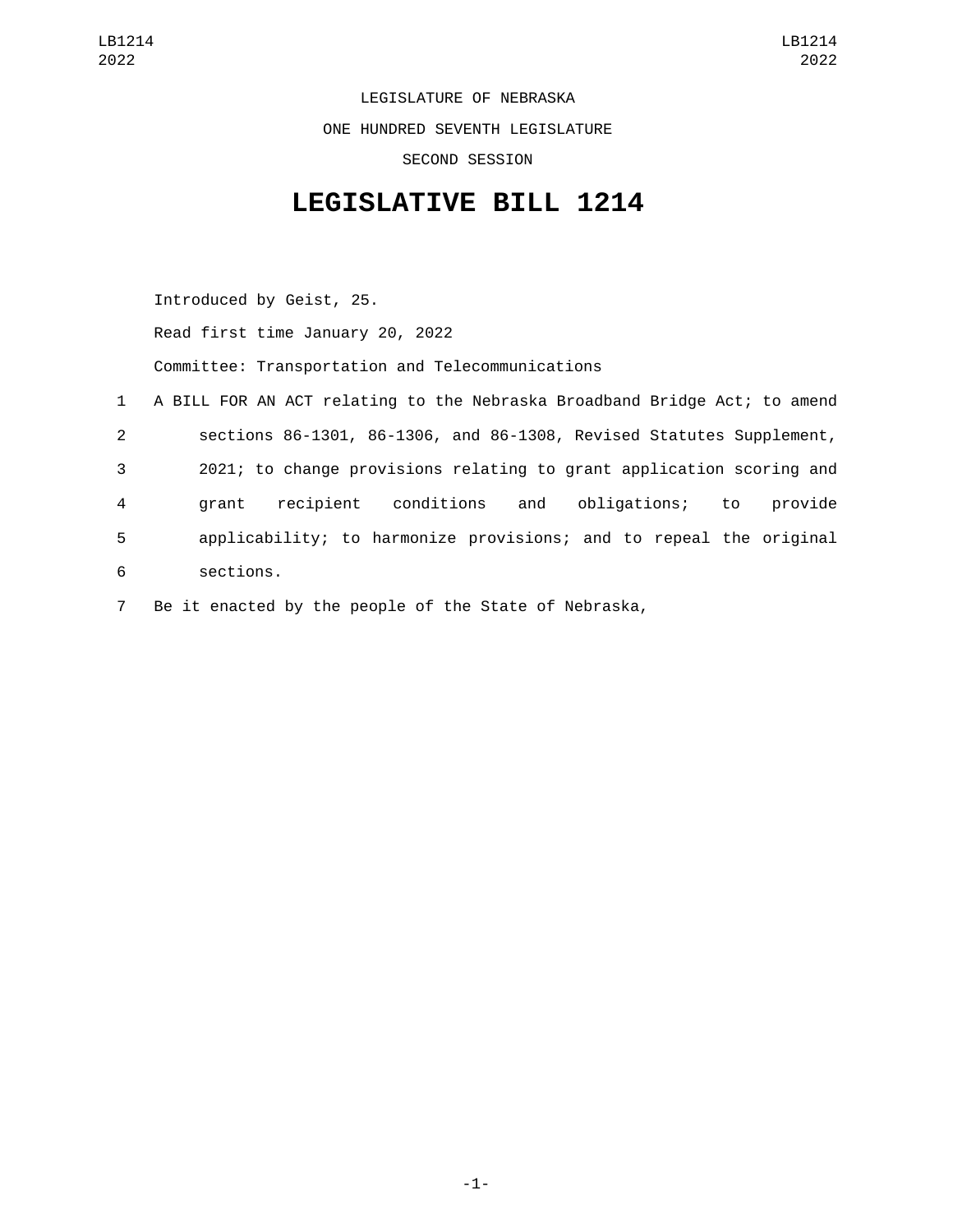LEGISLATURE OF NEBRASKA

ONE HUNDRED SEVENTH LEGISLATURE

SECOND SESSION

# LEGISLATIVE BILL 1214

Introduced by Geist, 25.

Read first time January 20, 2022

Committee: Transportation and Telecommunications

1 A BILL FOR AN ACT relating to the Nebraska Broadband Bridge Act; to amend
2 sections 86-1301, 86-1306, and 86-1308, Revised Statutes Supplement,
3 2021; to change provisions relating to grant application scoring and
4 grant recipient conditions and obligations; to provide
5 applicability; to harmonize provisions; and to repeal the original
6 sections.

7 Be it enacted by the people of the State of Nebraska,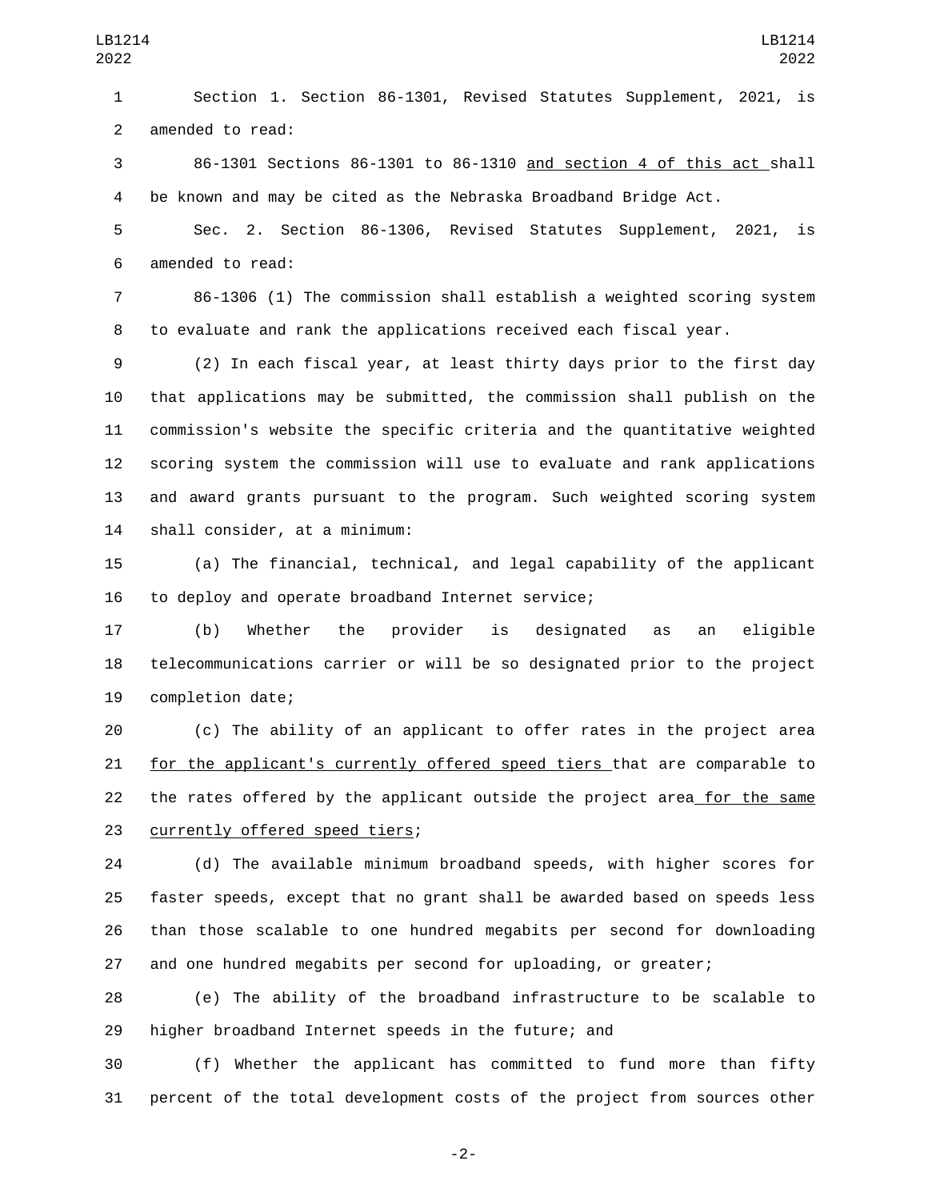Section 1. Section 86-1301, Revised Statutes Supplement, 2021, is amended to read:

86-1301 Sections 86-1301 to 86-1310 and section 4 of this act shall be known and may be cited as the Nebraska Broadband Bridge Act.

Sec. 2. Section 86-1306, Revised Statutes Supplement, 2021, is amended to read:

86-1306 (1) The commission shall establish a weighted scoring system to evaluate and rank the applications received each fiscal year.

(2) In each fiscal year, at least thirty days prior to the first day that applications may be submitted, the commission shall publish on the commission's website the specific criteria and the quantitative weighted scoring system the commission will use to evaluate and rank applications and award grants pursuant to the program. Such weighted scoring system shall consider, at a minimum:

(a) The financial, technical, and legal capability of the applicant to deploy and operate broadband Internet service;

(b) Whether the provider is designated as an eligible telecommunications carrier or will be so designated prior to the project completion date;

(c) The ability of an applicant to offer rates in the project area for the applicant's currently offered speed tiers that are comparable to the rates offered by the applicant outside the project area for the same currently offered speed tiers;

(d) The available minimum broadband speeds, with higher scores for faster speeds, except that no grant shall be awarded based on speeds less than those scalable to one hundred megabits per second for downloading and one hundred megabits per second for uploading, or greater;

(e) The ability of the broadband infrastructure to be scalable to higher broadband Internet speeds in the future; and

(f) Whether the applicant has committed to fund more than fifty percent of the total development costs of the project from sources other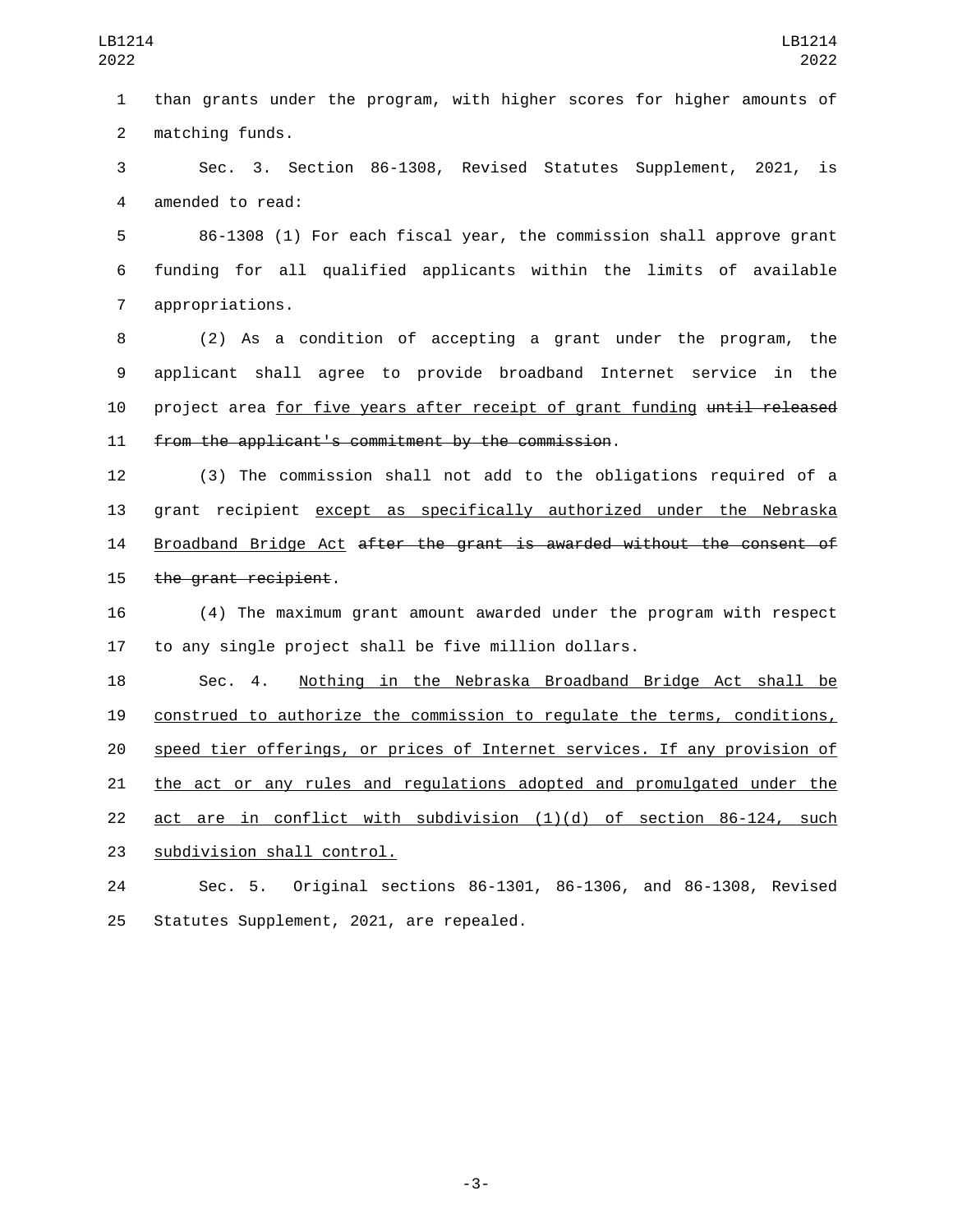than grants under the program, with higher scores for higher amounts of matching funds.

Sec. 3. Section 86-1308, Revised Statutes Supplement, 2021, is amended to read:

86-1308 (1) For each fiscal year, the commission shall approve grant funding for all qualified applicants within the limits of available appropriations.

(2) As a condition of accepting a grant under the program, the applicant shall agree to provide broadband Internet service in the project area <u>for five years after receipt of grant funding</u> ~~until released from the applicant's commitment by the commission~~.

(3) The commission shall not add to the obligations required of a grant recipient <u>except as specifically authorized under the Nebraska Broadband Bridge Act</u> ~~after the grant is awarded without the consent of the grant recipient~~.

(4) The maximum grant amount awarded under the program with respect to any single project shall be five million dollars.

Sec. 4. <u>Nothing in the Nebraska Broadband Bridge Act shall be construed to authorize the commission to regulate the terms, conditions, speed tier offerings, or prices of Internet services. If any provision of the act or any rules and regulations adopted and promulgated under the act are in conflict with subdivision (1)(d) of section 86-124, such subdivision shall control.</u>

Sec. 5. Original sections 86-1301, 86-1306, and 86-1308, Revised Statutes Supplement, 2021, are repealed.